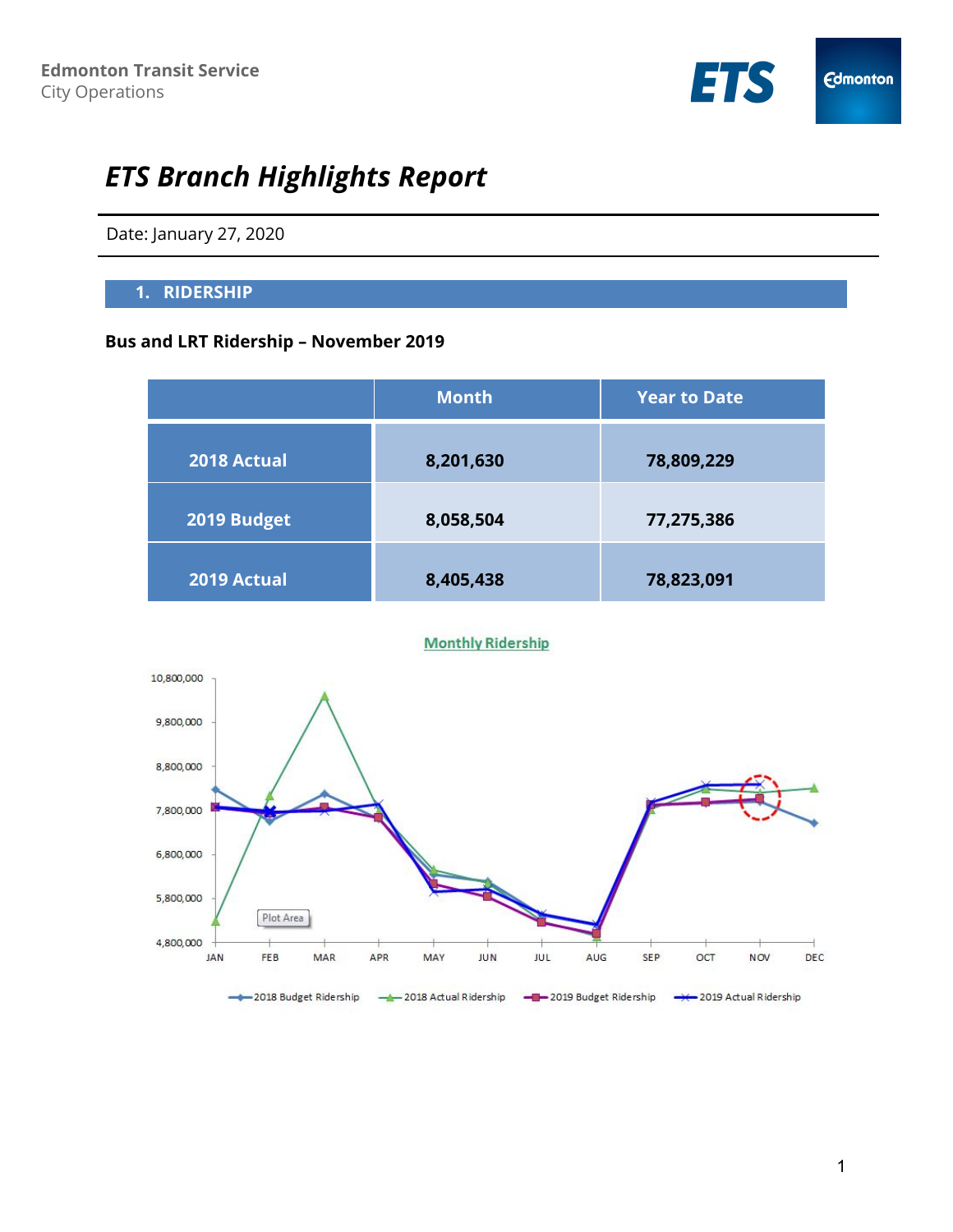Edmonton Transit Service
City Operations

# ETS Branch Highlights Report

Date: January 27, 2020

## 1. RIDERSHIP

**Bus and LRT Ridership – November 2019**

| | Month | Year to Date |
|---|---|---|
| 2018 Actual | 8,201,630 | 78,809,229 |
| 2019 Budget | 8,058,504 | 77,275,386 |
| 2019 Actual | 8,405,438 | 78,823,091 |

Monthly Ridership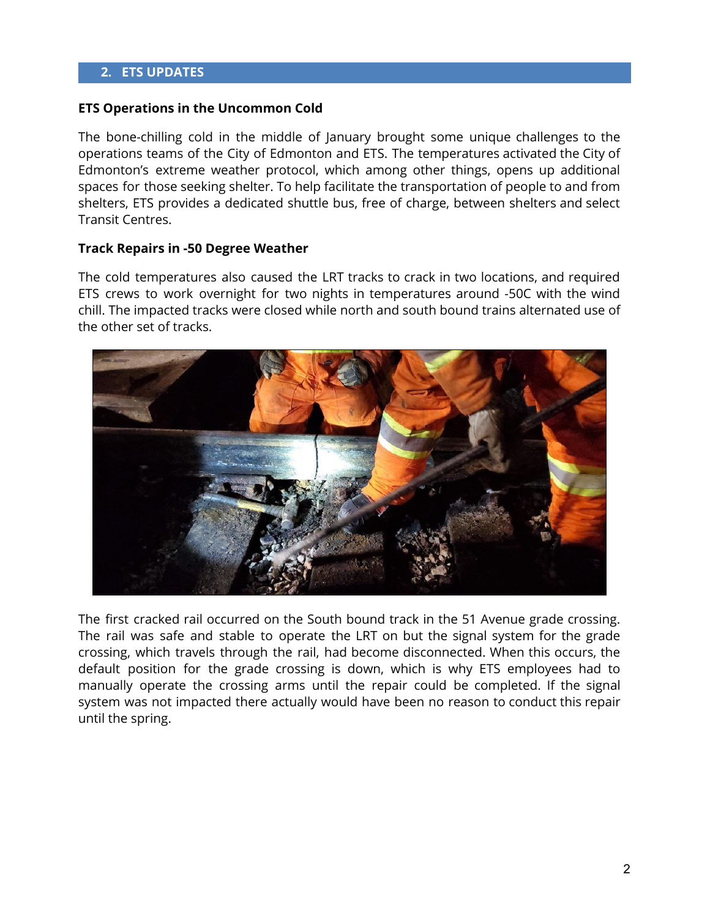## 2. ETS UPDATES

**ETS Operations in the Uncommon Cold**

The bone-chilling cold in the middle of January brought some unique challenges to the operations teams of the City of Edmonton and ETS. The temperatures activated the City of Edmonton's extreme weather protocol, which among other things, opens up additional spaces for those seeking shelter. To help facilitate the transportation of people to and from shelters, ETS provides a dedicated shuttle bus, free of charge, between shelters and select Transit Centres.

**Track Repairs in -50 Degree Weather**

The cold temperatures also caused the LRT tracks to crack in two locations, and required ETS crews to work overnight for two nights in temperatures around -50C with the wind chill. The impacted tracks were closed while north and south bound trains alternated use of the other set of tracks.

The first cracked rail occurred on the South bound track in the 51 Avenue grade crossing. The rail was safe and stable to operate the LRT on but the signal system for the grade crossing, which travels through the rail, had become disconnected. When this occurs, the default position for the grade crossing is down, which is why ETS employees had to manually operate the crossing arms until the repair could be completed. If the signal system was not impacted there actually would have been no reason to conduct this repair until the spring.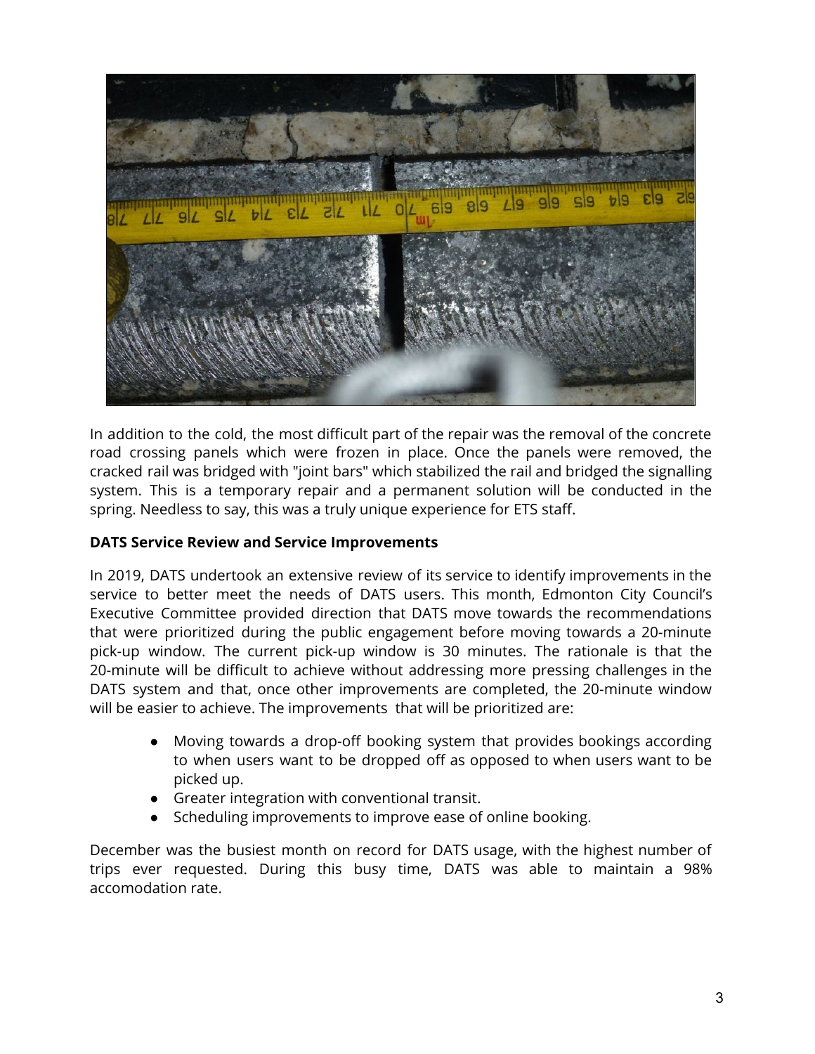In addition to the cold, the most difficult part of the repair was the removal of the concrete road crossing panels which were frozen in place. Once the panels were removed, the cracked rail was bridged with "joint bars" which stabilized the rail and bridged the signalling system. This is a temporary repair and a permanent solution will be conducted in the spring. Needless to say, this was a truly unique experience for ETS staff.

**DATS Service Review and Service Improvements**

In 2019, DATS undertook an extensive review of its service to identify improvements in the service to better meet the needs of DATS users. This month, Edmonton City Council's Executive Committee provided direction that DATS move towards the recommendations that were prioritized during the public engagement before moving towards a 20-minute pick-up window. The current pick-up window is 30 minutes. The rationale is that the 20-minute will be difficult to achieve without addressing more pressing challenges in the DATS system and that, once other improvements are completed, the 20-minute window will be easier to achieve. The improvements that will be prioritized are:

- Moving towards a drop-off booking system that provides bookings according to when users want to be dropped off as opposed to when users want to be picked up.
- Greater integration with conventional transit.
- Scheduling improvements to improve ease of online booking.

December was the busiest month on record for DATS usage, with the highest number of trips ever requested. During this busy time, DATS was able to maintain a 98% accomodation rate.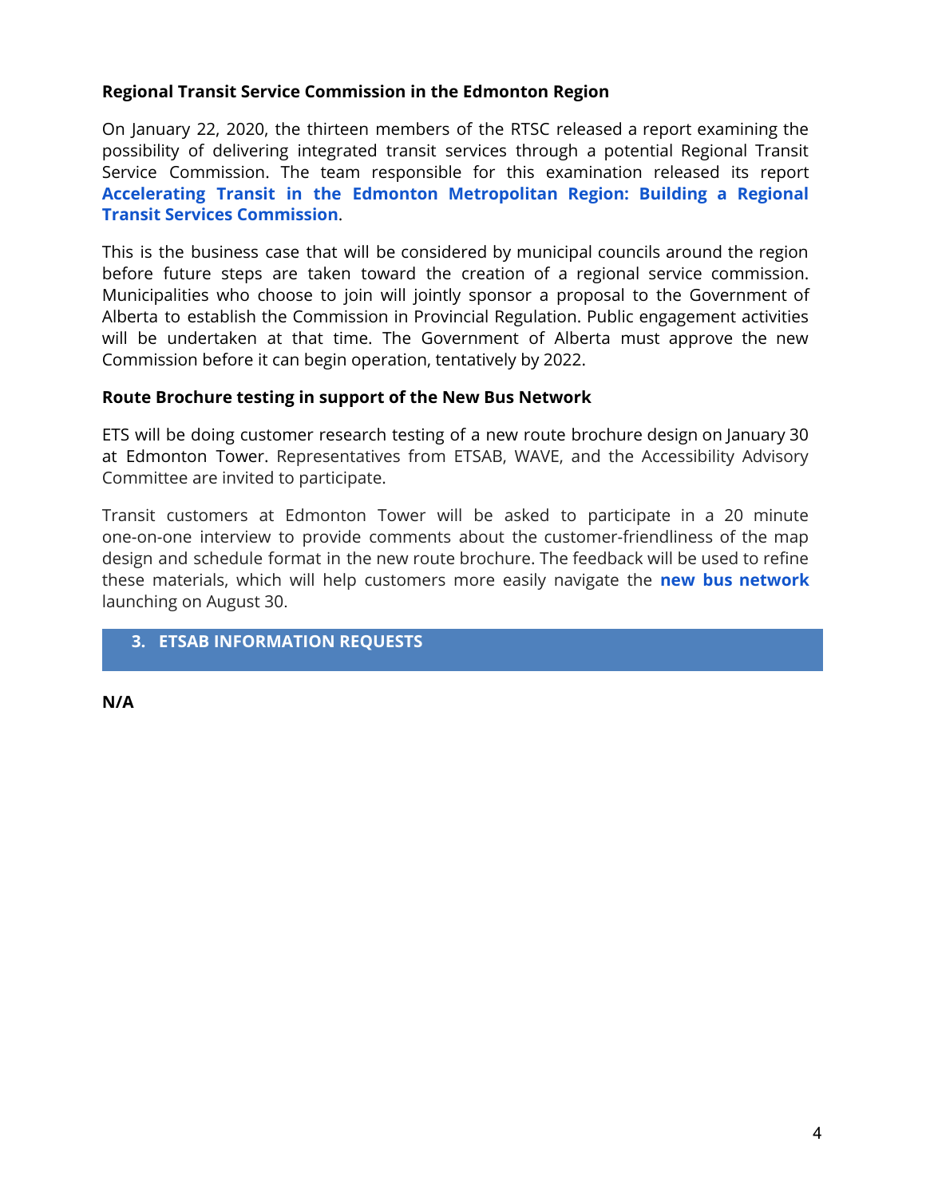**Regional Transit Service Commission in the Edmonton Region**

On January 22, 2020, the thirteen members of the RTSC released a report examining the possibility of delivering integrated transit services through a potential Regional Transit Service Commission. The team responsible for this examination released its report **Accelerating Transit in the Edmonton Metropolitan Region: Building a Regional Transit Services Commission**.

This is the business case that will be considered by municipal councils around the region before future steps are taken toward the creation of a regional service commission. Municipalities who choose to join will jointly sponsor a proposal to the Government of Alberta to establish the Commission in Provincial Regulation. Public engagement activities will be undertaken at that time. The Government of Alberta must approve the new Commission before it can begin operation, tentatively by 2022.

**Route Brochure testing in support of the New Bus Network**

ETS will be doing customer research testing of a new route brochure design on January 30 at Edmonton Tower. Representatives from ETSAB, WAVE, and the Accessibility Advisory Committee are invited to participate.

Transit customers at Edmonton Tower will be asked to participate in a 20 minute one-on-one interview to provide comments about the customer-friendliness of the map design and schedule format in the new route brochure. The feedback will be used to refine these materials, which will help customers more easily navigate the **new bus network** launching on August 30.

## 3. ETSAB INFORMATION REQUESTS

**N/A**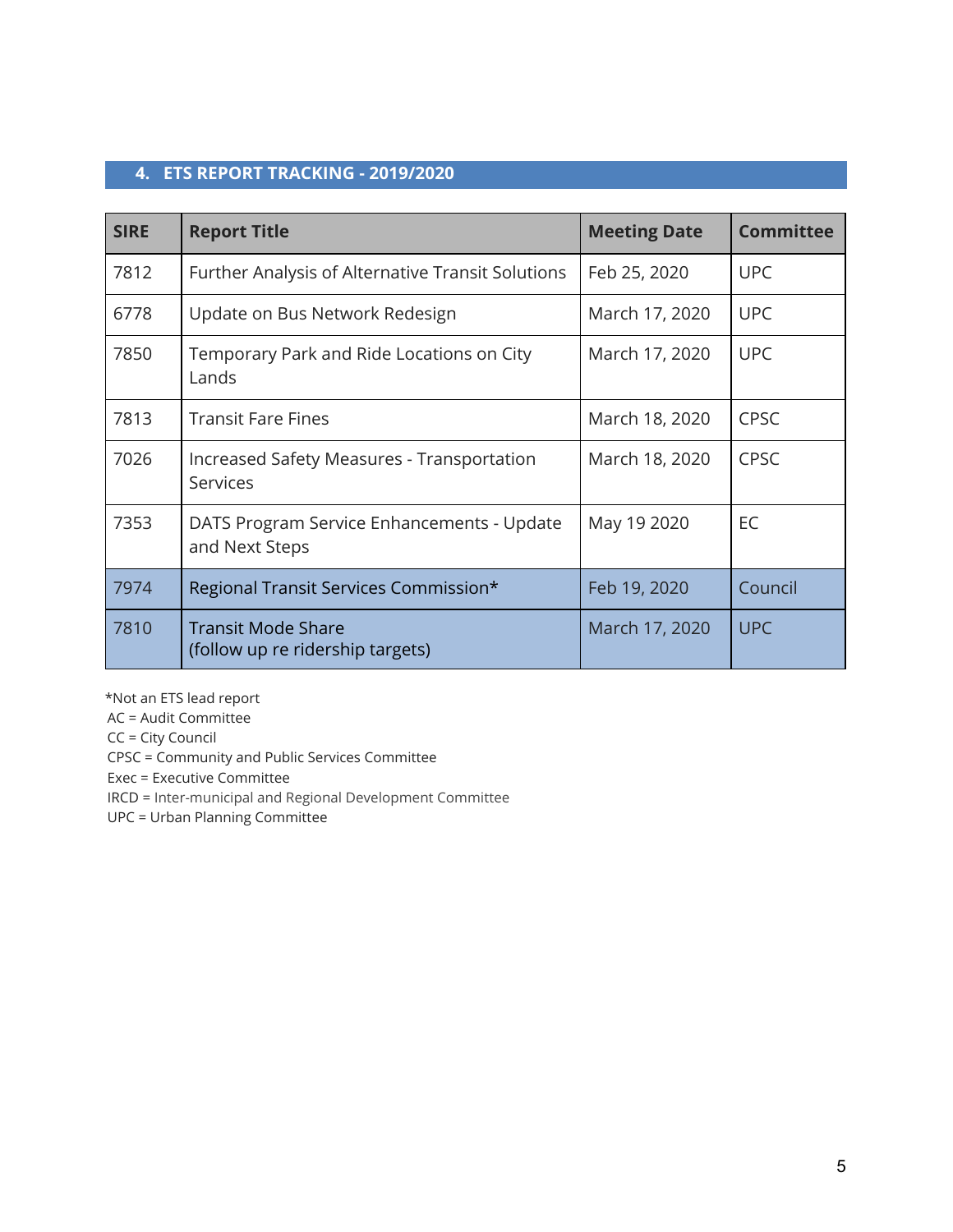## 4. ETS REPORT TRACKING - 2019/2020

| SIRE | Report Title | Meeting Date | Committee |
|---|---|---|---|
| 7812 | Further Analysis of Alternative Transit Solutions | Feb 25, 2020 | UPC |
| 6778 | Update on Bus Network Redesign | March 17, 2020 | UPC |
| 7850 | Temporary Park and Ride Locations on City Lands | March 17, 2020 | UPC |
| 7813 | Transit Fare Fines | March 18, 2020 | CPSC |
| 7026 | Increased Safety Measures - Transportation Services | March 18, 2020 | CPSC |
| 7353 | DATS Program Service Enhancements - Update and Next Steps | May 19 2020 | EC |
| 7974 | Regional Transit Services Commission* | Feb 19, 2020 | Council |
| 7810 | Transit Mode Share (follow up re ridership targets) | March 17, 2020 | UPC |

*Not an ETS lead report
AC = Audit Committee
CC = City Council
CPSC = Community and Public Services Committee
Exec = Executive Committee
IRCD = Inter-municipal and Regional Development Committee
UPC = Urban Planning Committee